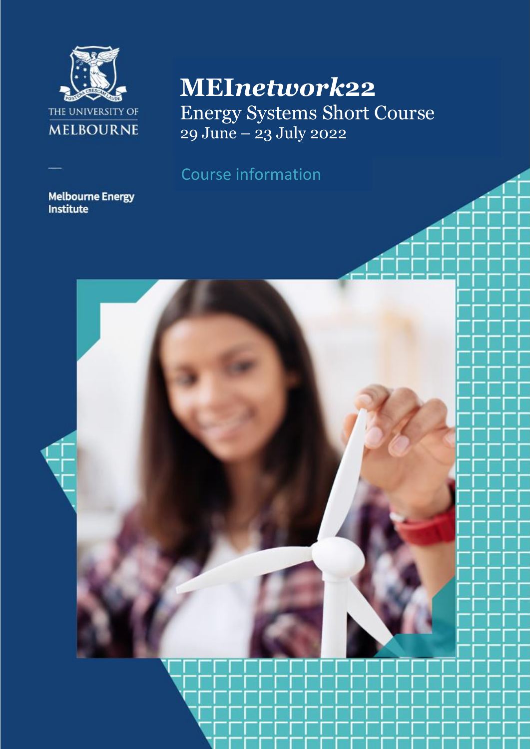THE UNIVERSITY OF MELBOURNE

Melbourne Energy Institute

# MEI*network22*

## Energy Systems Short Course

29 June – 23 July 2022

Course information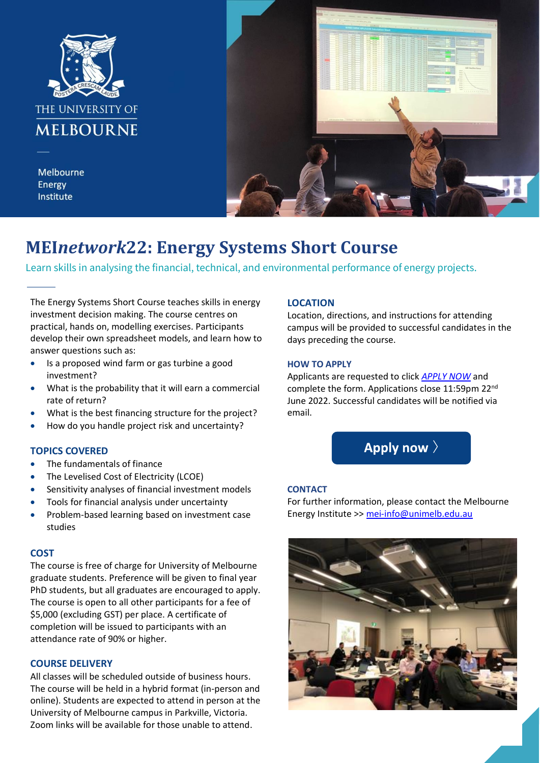The University of Melbourne

Melbourne Energy Institute

# MEI*network*22: Energy Systems Short Course

Learn skills in analysing the financial, technical, and environmental performance of energy projects.

The Energy Systems Short Course teaches skills in energy investment decision making. The course centres on practical, hands on, modelling exercises. Participants develop their own spreadsheet models, and learn how to answer questions such as:

- Is a proposed wind farm or gas turbine a good investment?
- What is the probability that it will earn a commercial rate of return?
- What is the best financing structure for the project?
- How do you handle project risk and uncertainty?

### TOPICS COVERED

- The fundamentals of finance
- The Levelised Cost of Electricity (LCOE)
- Sensitivity analyses of financial investment models
- Tools for financial analysis under uncertainty
- Problem-based learning based on investment case studies

### COST

The course is free of charge for University of Melbourne graduate students. Preference will be given to final year PhD students, but all graduates are encouraged to apply. The course is open to all other participants for a fee of $5,000 (excluding GST) per place. A certificate of completion will be issued to participants with an attendance rate of 90% or higher.

### COURSE DELIVERY

All classes will be scheduled outside of business hours. The course will be held in a hybrid format (in-person and online). Students are expected to attend in person at the University of Melbourne campus in Parkville, Victoria. Zoom links will be available for those unable to attend.

### LOCATION

Location, directions, and instructions for attending campus will be provided to successful candidates in the days preceding the course.

### HOW TO APPLY

Applicants are requested to click *APPLY NOW* and complete the form. Applications close 11:59pm 22nd June 2022. Successful candidates will be notified via email.

**Apply now 〉**

### CONTACT

For further information, please contact the Melbourne Energy Institute >> mei-info@unimelb.edu.au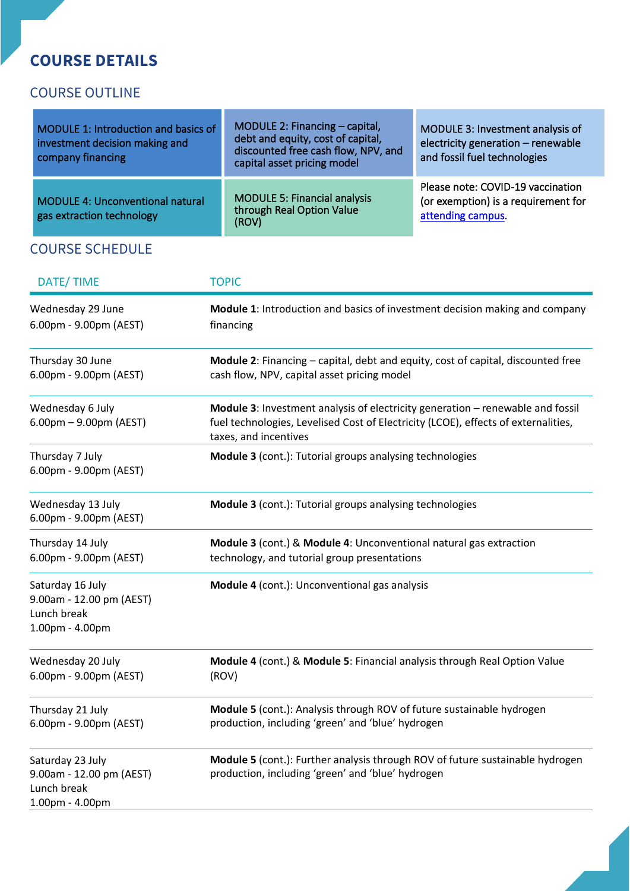# COURSE DETAILS

## COURSE OUTLINE

| | | |
|---|---|---|
| MODULE 1: Introduction and basics of investment decision making and company financing | MODULE 2: Financing – capital, debt and equity, cost of capital, discounted free cash flow, NPV, and capital asset pricing model | MODULE 3: Investment analysis of electricity generation – renewable and fossil fuel technologies |
| MODULE 4: Unconventional natural gas extraction technology | MODULE 5: Financial analysis through Real Option Value (ROV) | Please note: COVID-19 vaccination (or exemption) is a requirement for attending campus. |

## COURSE SCHEDULE

| DATE/ TIME | TOPIC |
|---|---|
| Wednesday 29 June<br>6.00pm - 9.00pm (AEST) | **Module 1**: Introduction and basics of investment decision making and company financing |
| Thursday 30 June<br>6.00pm - 9.00pm (AEST) | **Module 2**: Financing – capital, debt and equity, cost of capital, discounted free cash flow, NPV, capital asset pricing model |
| Wednesday 6 July<br>6.00pm – 9.00pm (AEST) | **Module 3**: Investment analysis of electricity generation – renewable and fossil fuel technologies, Levelised Cost of Electricity (LCOE), effects of externalities, taxes, and incentives |
| Thursday 7 July<br>6.00pm - 9.00pm (AEST) | **Module 3** (cont.): Tutorial groups analysing technologies |
| Wednesday 13 July<br>6.00pm - 9.00pm (AEST) | **Module 3** (cont.): Tutorial groups analysing technologies |
| Thursday 14 July<br>6.00pm - 9.00pm (AEST) | **Module 3** (cont.) & **Module 4**: Unconventional natural gas extraction technology, and tutorial group presentations |
| Saturday 16 July<br>9.00am - 12.00 pm (AEST)<br>Lunch break<br>1.00pm - 4.00pm | **Module 4** (cont.): Unconventional gas analysis |
| Wednesday 20 July<br>6.00pm - 9.00pm (AEST) | **Module 4** (cont.) & **Module 5**: Financial analysis through Real Option Value (ROV) |
| Thursday 21 July<br>6.00pm - 9.00pm (AEST) | **Module 5** (cont.): Analysis through ROV of future sustainable hydrogen production, including 'green' and 'blue' hydrogen |
| Saturday 23 July<br>9.00am - 12.00 pm (AEST)<br>Lunch break<br>1.00pm - 4.00pm | **Module 5** (cont.): Further analysis through ROV of future sustainable hydrogen production, including 'green' and 'blue' hydrogen |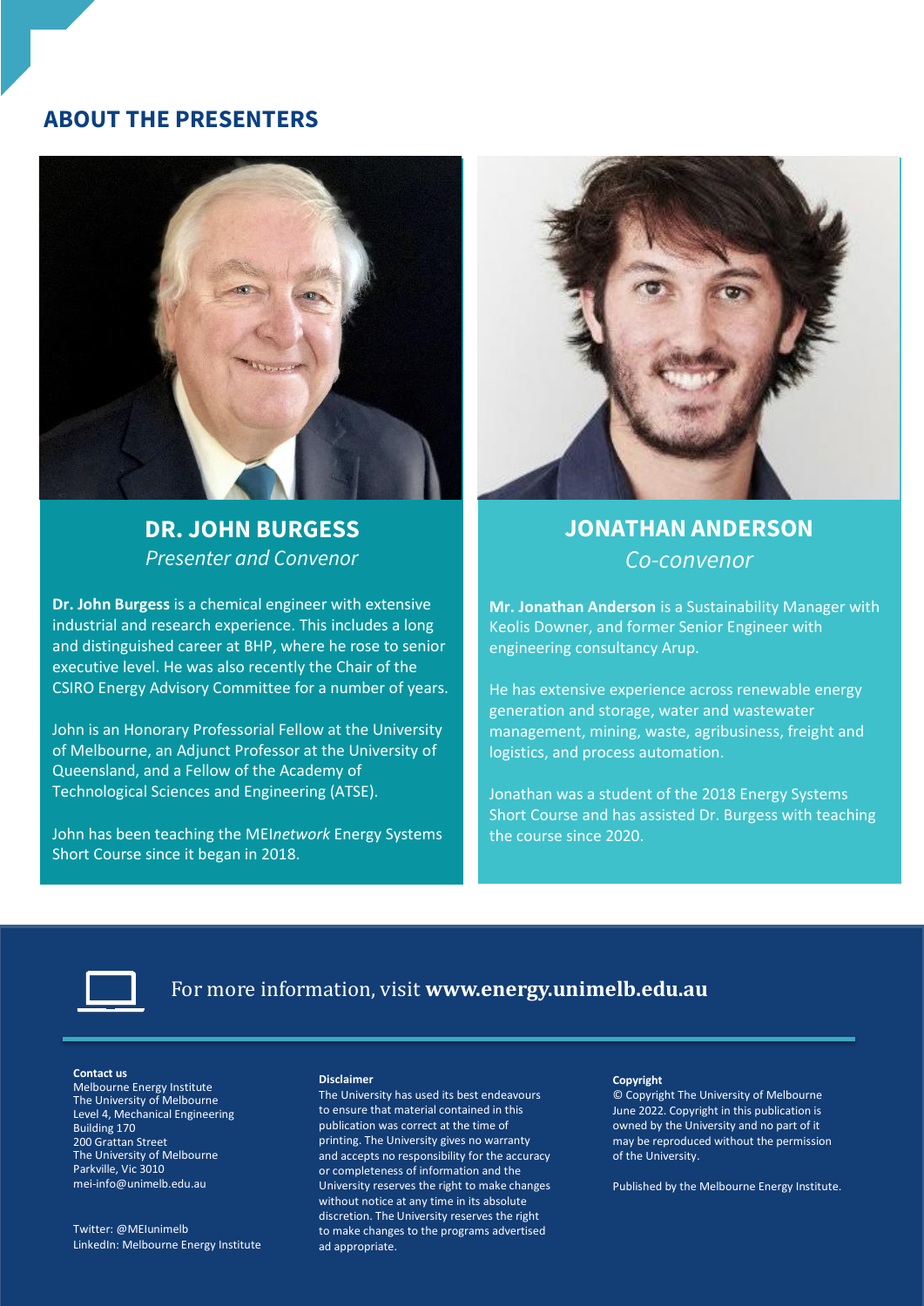## ABOUT THE PRESENTERS

### DR. JOHN BURGESS

*Presenter and Convenor*

**Dr. John Burgess** is a chemical engineer with extensive industrial and research experience. This includes a long and distinguished career at BHP, where he rose to senior executive level. He was also recently the Chair of the CSIRO Energy Advisory Committee for a number of years.

John is an Honorary Professorial Fellow at the University of Melbourne, an Adjunct Professor at the University of Queensland, and a Fellow of the Academy of Technological Sciences and Engineering (ATSE).

John has been teaching the MEI*network* Energy Systems Short Course since it began in 2018.

### JONATHAN ANDERSON

*Co-convenor*

**Mr. Jonathan Anderson** is a Sustainability Manager with Keolis Downer, and former Senior Engineer with engineering consultancy Arup.

He has extensive experience across renewable energy generation and storage, water and wastewater management, mining, waste, agribusiness, freight and logistics, and process automation.

Jonathan was a student of the 2018 Energy Systems Short Course and has assisted Dr. Burgess with teaching the course since 2020.

For more information, visit **www.energy.unimelb.edu.au**

**Contact us**
Melbourne Energy Institute
The University of Melbourne
Level 4, Mechanical Engineering
Building 170
200 Grattan Street
The University of Melbourne
Parkville, Vic 3010
mei-info@unimelb.edu.au

Twitter: @MEIunimelb
LinkedIn: Melbourne Energy Institute

**Disclaimer**
The University has used its best endeavours to ensure that material contained in this publication was correct at the time of printing. The University gives no warranty and accepts no responsibility for the accuracy or completeness of information and the University reserves the right to make changes without notice at any time in its absolute discretion. The University reserves the right to make changes to the programs advertised ad appropriate.

**Copyright**
© Copyright The University of Melbourne June 2022. Copyright in this publication is owned by the University and no part of it may be reproduced without the permission of the University.

Published by the Melbourne Energy Institute.